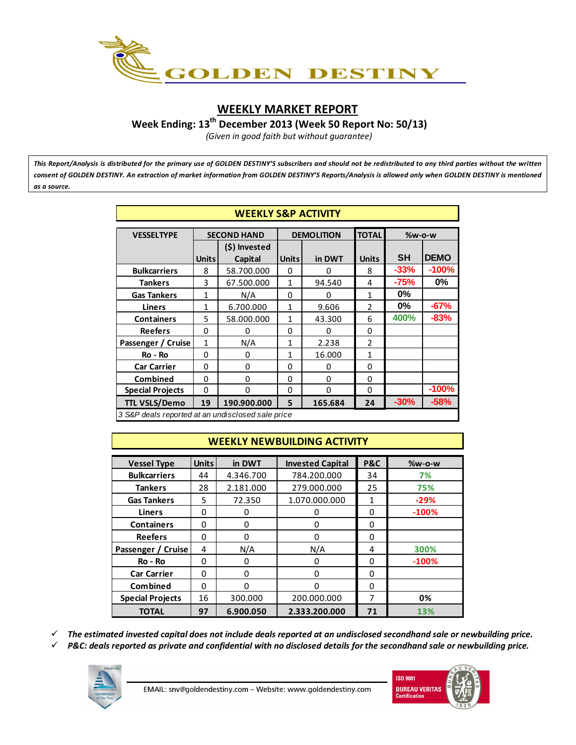# GOLDEN DESTINY

## WEEKLY MARKET REPORT

**Week Ending: 13th December 2013 (Week 50 Report No: 50/13)**

*(Given in good faith but without guarantee)*

***This Report/Analysis is distributed for the primary use of GOLDEN DESTINY'S subscribers and should not be redistributed to any third parties without the written consent of GOLDEN DESTINY. An extraction of market information from GOLDEN DESTINY'S Reports/Analysis is allowed only when GOLDEN DESTINY is mentioned as a source.***

### WEEKLY S&P ACTIVITY

| VESSELTYPE | SECOND HAND | | DEMOLITION | | TOTAL | %w-o-w | |
|---|---|---|---|---|---|---|---|
| | Units | ($) Invested Capital | Units | in DWT | Units | SH | DEMO |
| **Bulkcarriers** | 8 | 58.700.000 | 0 | 0 | 8 | -33% | -100% |
| **Tankers** | 3 | 67.500.000 | 1 | 94.540 | 4 | -75% | 0% |
| **Gas Tankers** | 1 | N/A | 0 | 0 | 1 | 0% | |
| **Liners** | 1 | 6.700.000 | 1 | 9.606 | 2 | 0% | -67% |
| **Containers** | 5 | 58.000.000 | 1 | 43.300 | 6 | 400% | -83% |
| **Reefers** | 0 | 0 | 0 | 0 | 0 | | |
| **Passenger / Cruise** | 1 | N/A | 1 | 2.238 | 2 | | |
| **Ro - Ro** | 0 | 0 | 1 | 16.000 | 1 | | |
| **Car Carrier** | 0 | 0 | 0 | 0 | 0 | | |
| **Combined** | 0 | 0 | 0 | 0 | 0 | | |
| **Special Projects** | 0 | 0 | 0 | 0 | 0 | | -100% |
| **TTL VSLS/Demo** | **19** | **190.900.000** | **5** | **165.684** | **24** | -30% | -58% |

*3 S&P deals reported at an undisclosed sale price*

### WEEKLY NEWBUILDING ACTIVITY

| Vessel Type | Units | in DWT | Invested Capital | P&C | %w-o-w |
|---|---|---|---|---|---|
| **Bulkcarriers** | 44 | 4.346.700 | 784.200.000 | 34 | 7% |
| **Tankers** | 28 | 2.181.000 | 279.000.000 | 25 | 75% |
| **Gas Tankers** | 5 | 72.350 | 1.070.000.000 | 1 | -29% |
| **Liners** | 0 | 0 | 0 | 0 | -100% |
| **Containers** | 0 | 0 | 0 | 0 | |
| **Reefers** | 0 | 0 | 0 | 0 | |
| **Passenger / Cruise** | 4 | N/A | N/A | 4 | 300% |
| **Ro - Ro** | 0 | 0 | 0 | 0 | -100% |
| **Car Carrier** | 0 | 0 | 0 | 0 | |
| **Combined** | 0 | 0 | 0 | 0 | |
| **Special Projects** | 16 | 300.000 | 200.000.000 | 7 | 0% |
| **TOTAL** | **97** | **6.900.050** | **2.333.200.000** | **71** | 13% |

- ✓ ***The estimated invested capital does not include deals reported at an undisclosed secondhand sale or newbuilding price.***
- ✓ ***P&C: deals reported as private and confidential with no disclosed details for the secondhand sale or newbuilding price.***

EMAIL: snv@goldendestiny.com – Website: www.goldendestiny.com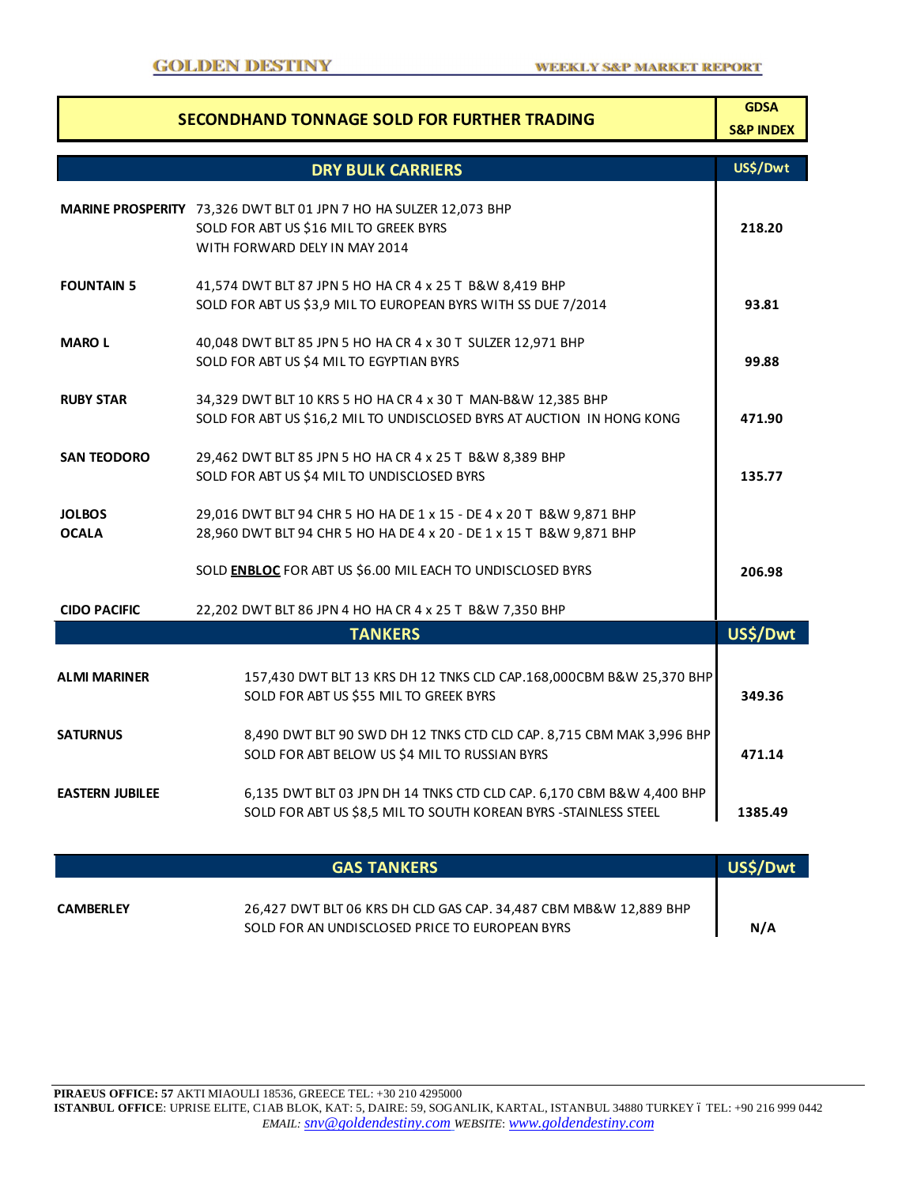## SECONDHAND TONNAGE SOLD FOR FURTHER TRADING

GDSA S&P INDEX

### DRY BULK CARRIERS

| Vessel | Details | US$/Dwt |
|---|---|---|
| **MARINE PROSPERITY** | 73,326 DWT BLT 01 JPN 7 HO HA SULZER 12,073 BHP<br>SOLD FOR ABT US $16 MIL TO GREEK BYRS<br>WITH FORWARD DELY IN MAY 2014 | **218.20** |
| **FOUNTAIN 5** | 41,574 DWT BLT 87 JPN 5 HO HA CR 4 x 25 T B&W 8,419 BHP<br>SOLD FOR ABT US $3,9 MIL TO EUROPEAN BYRS WITH SS DUE 7/2014 | **93.81** |
| **MARO L** | 40,048 DWT BLT 85 JPN 5 HO HA CR 4 x 30 T SULZER 12,971 BHP<br>SOLD FOR ABT US $4 MIL TO EGYPTIAN BYRS | **99.88** |
| **RUBY STAR** | 34,329 DWT BLT 10 KRS 5 HO HA CR 4 x 30 T MAN-B&W 12,385 BHP<br>SOLD FOR ABT US $16,2 MIL TO UNDISCLOSED BYRS AT AUCTION IN HONG KONG | **471.90** |
| **SAN TEODORO** | 29,462 DWT BLT 85 JPN 5 HO HA CR 4 x 25 T B&W 8,389 BHP<br>SOLD FOR ABT US $4 MIL TO UNDISCLOSED BYRS | **135.77** |
| **JOLBOS**<br>**OCALA** | 29,016 DWT BLT 94 CHR 5 HO HA DE 1 x 15 - DE 4 x 20 T B&W 9,871 BHP<br>28,960 DWT BLT 94 CHR 5 HO HA DE 4 x 20 - DE 1 x 15 T B&W 9,871 BHP<br>SOLD **ENBLOC** FOR ABT US $6.00 MIL EACH TO UNDISCLOSED BYRS | **206.98** |
| **CIDO PACIFIC** | 22,202 DWT BLT 86 JPN 4 HO HA CR 4 x 25 T B&W 7,350 BHP | |

### TANKERS

| Vessel | Details | US$/Dwt |
|---|---|---|
| **ALMI MARINER** | 157,430 DWT BLT 13 KRS DH 12 TNKS CLD CAP.168,000CBM B&W 25,370 BHP<br>SOLD FOR ABT US $55 MIL TO GREEK BYRS | **349.36** |
| **SATURNUS** | 8,490 DWT BLT 90 SWD DH 12 TNKS CTD CLD CAP. 8,715 CBM MAK 3,996 BHP<br>SOLD FOR ABT BELOW US $4 MIL TO RUSSIAN BYRS | **471.14** |
| **EASTERN JUBILEE** | 6,135 DWT BLT 03 JPN DH 14 TNKS CTD CLD CAP. 6,170 CBM B&W 4,400 BHP<br>SOLD FOR ABT US $8,5 MIL TO SOUTH KOREAN BYRS -STAINLESS STEEL | **1385.49** |

### GAS TANKERS

| Vessel | Details | US$/Dwt |
|---|---|---|
| **CAMBERLEY** | 26,427 DWT BLT 06 KRS DH CLD GAS CAP. 34,487 CBM MB&W 12,889 BHP<br>SOLD FOR AN UNDISCLOSED PRICE TO EUROPEAN BYRS | **N/A** |

**PIRAEUS OFFICE: 57** AKTI MIAOULI 18536, GREECE TEL: +30 210 4295000
**ISTANBUL OFFICE**: UPRISE ELITE, C1AB BLOK, KAT: 5, DAIRE: 59, SOGANLIK, KARTAL, ISTANBUL 34880 TURKEY – TEL: +90 216 999 0442
*EMAIL: snv@goldendestiny.com WEBSITE: www.goldendestiny.com*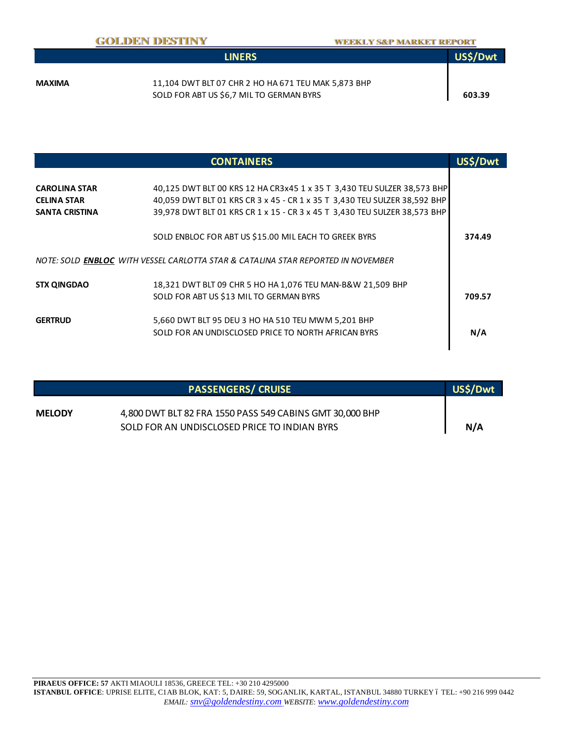## LINERS

| LINERS | | US$/Dwt |
|---|---|---|
| **MAXIMA** | 11,104 DWT BLT 07 CHR 2 HO HA 671 TEU MAK 5,873 BHP<br>SOLD FOR ABT US $6,7 MIL TO GERMAN BYRS | **603.39** |

## CONTAINERS

| CONTAINERS | | US$/Dwt |
|---|---|---|
| **CAROLINA STAR** | 40,125 DWT BLT 00 KRS 12 HA CR3x45 1 x 35 T 3,430 TEU SULZER 38,573 BHP | |
| **CELINA STAR** | 40,059 DWT BLT 01 KRS CR 3 x 45 - CR 1 x 35 T 3,430 TEU SULZER 38,592 BHP | |
| **SANTA CRISTINA** | 39,978 DWT BLT 01 KRS CR 1 x 15 - CR 3 x 45 T 3,430 TEU SULZER 38,573 BHP | |
| | SOLD ENBLOC FOR ABT US $15.00 MIL EACH TO GREEK BYRS | **374.49** |
| *NOTE: SOLD **ENBLOC** WITH VESSEL CARLOTTA STAR & CATALINA STAR REPORTED IN NOVEMBER* | | |
| **STX QINGDAO** | 18,321 DWT BLT 09 CHR 5 HO HA 1,076 TEU MAN-B&W 21,509 BHP<br>SOLD FOR ABT US $13 MIL TO GERMAN BYRS | **709.57** |
| **GERTRUD** | 5,660 DWT BLT 95 DEU 3 HO HA 510 TEU MWM 5,201 BHP<br>SOLD FOR AN UNDISCLOSED PRICE TO NORTH AFRICAN BYRS | **N/A** |

## PASSENGERS/ CRUISE

| PASSENGERS/ CRUISE | | US$/Dwt |
|---|---|---|
| **MELODY** | 4,800 DWT BLT 82 FRA 1550 PASS 549 CABINS GMT 30,000 BHP<br>SOLD FOR AN UNDISCLOSED PRICE TO INDIAN BYRS | **N/A** |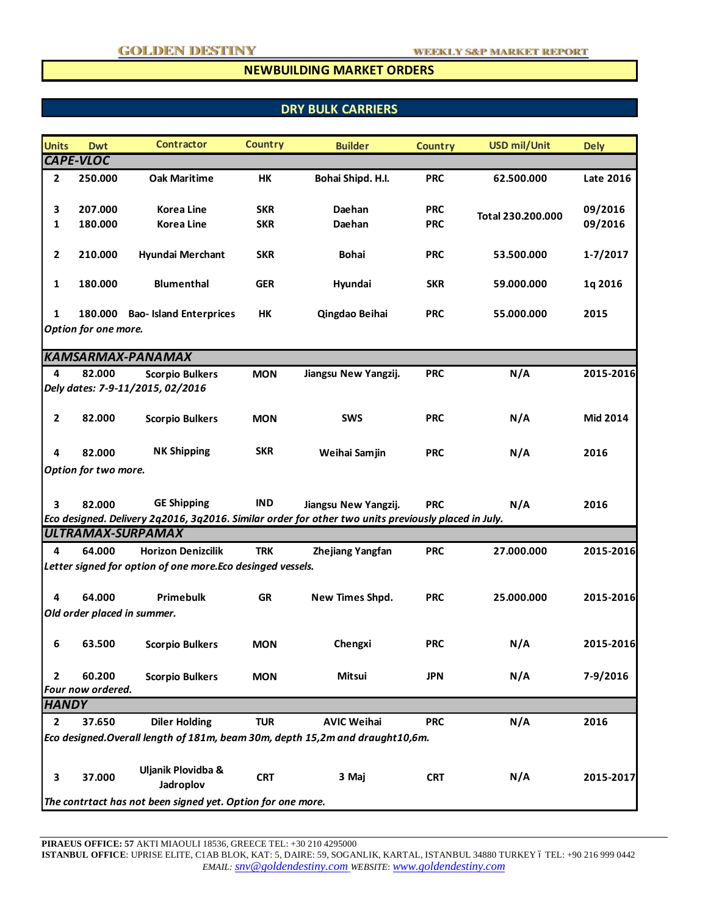## NEWBUILDING MARKET ORDERS

### DRY BULK CARRIERS

| Units | Dwt | Contractor | Country | Builder | Country | USD mil/Unit | Dely |
|---|---|---|---|---|---|---|---|
| ***CAPE-VLOC*** | | | | | | | |
| 2 | 250.000 | Oak Maritime | HK | Bohai Shipd. H.I. | PRC | 62.500.000 | Late 2016 |
| 3 | 207.000 | Korea Line | SKR | Daehan | PRC | Total 230.200.000 | 09/2016 |
| 1 | 180.000 | Korea Line | SKR | Daehan | PRC | | 09/2016 |
| 2 | 210.000 | Hyundai Merchant | SKR | Bohai | PRC | 53.500.000 | 1-7/2017 |
| 1 | 180.000 | Blumenthal | GER | Hyundai | SKR | 59.000.000 | 1q 2016 |
| 1 | 180.000 | Bao- Island Enterprices | HK | Qingdao Beihai | PRC | 55.000.000 | 2015 |
| *Option for one more.* | | | | | | | |
| ***KAMSARMAX-PANAMAX*** | | | | | | | |
| 4 | 82.000 | Scorpio Bulkers | MON | Jiangsu New Yangzij. | PRC | N/A | 2015-2016 |
| *Dely dates: 7-9-11/2015, 02/2016* | | | | | | | |
| 2 | 82.000 | Scorpio Bulkers | MON | SWS | PRC | N/A | Mid 2014 |
| 4 | 82.000 | NK Shipping | SKR | Weihai Samjin | PRC | N/A | 2016 |
| *Option for two more.* | | | | | | | |
| 3 | 82.000 | GE Shipping | IND | Jiangsu New Yangzij. | PRC | N/A | 2016 |
| *Eco designed. Delivery 2q2016, 3q2016. Similar order for other two units previously placed in July.* | | | | | | | |
| ***ULTRAMAX-SURPAMAX*** | | | | | | | |
| 4 | 64.000 | Horizon Denizcilik | TRK | Zhejiang Yangfan | PRC | 27.000.000 | 2015-2016 |
| *Letter signed for option of one more.Eco desinged vessels.* | | | | | | | |
| 4 | 64.000 | Primebulk | GR | New Times Shpd. | PRC | 25.000.000 | 2015-2016 |
| *Old order placed in summer.* | | | | | | | |
| 6 | 63.500 | Scorpio Bulkers | MON | Chengxi | PRC | N/A | 2015-2016 |
| 2 | 60.200 | Scorpio Bulkers | MON | Mitsui | JPN | N/A | 7-9/2016 |
| *Four now ordered.* | | | | | | | |
| ***HANDY*** | | | | | | | |
| 2 | 37.650 | Diler Holding | TUR | AVIC Weihai | PRC | N/A | 2016 |
| *Eco designed.Overall length of 181m, beam 30m, depth 15,2m and draught10,6m.* | | | | | | | |
| 3 | 37.000 | Uljanik Plovidba & Jadroplov | CRT | 3 Maj | CRT | N/A | 2015-2017 |
| *The contrtact has not been signed yet. Option for one more.* | | | | | | | |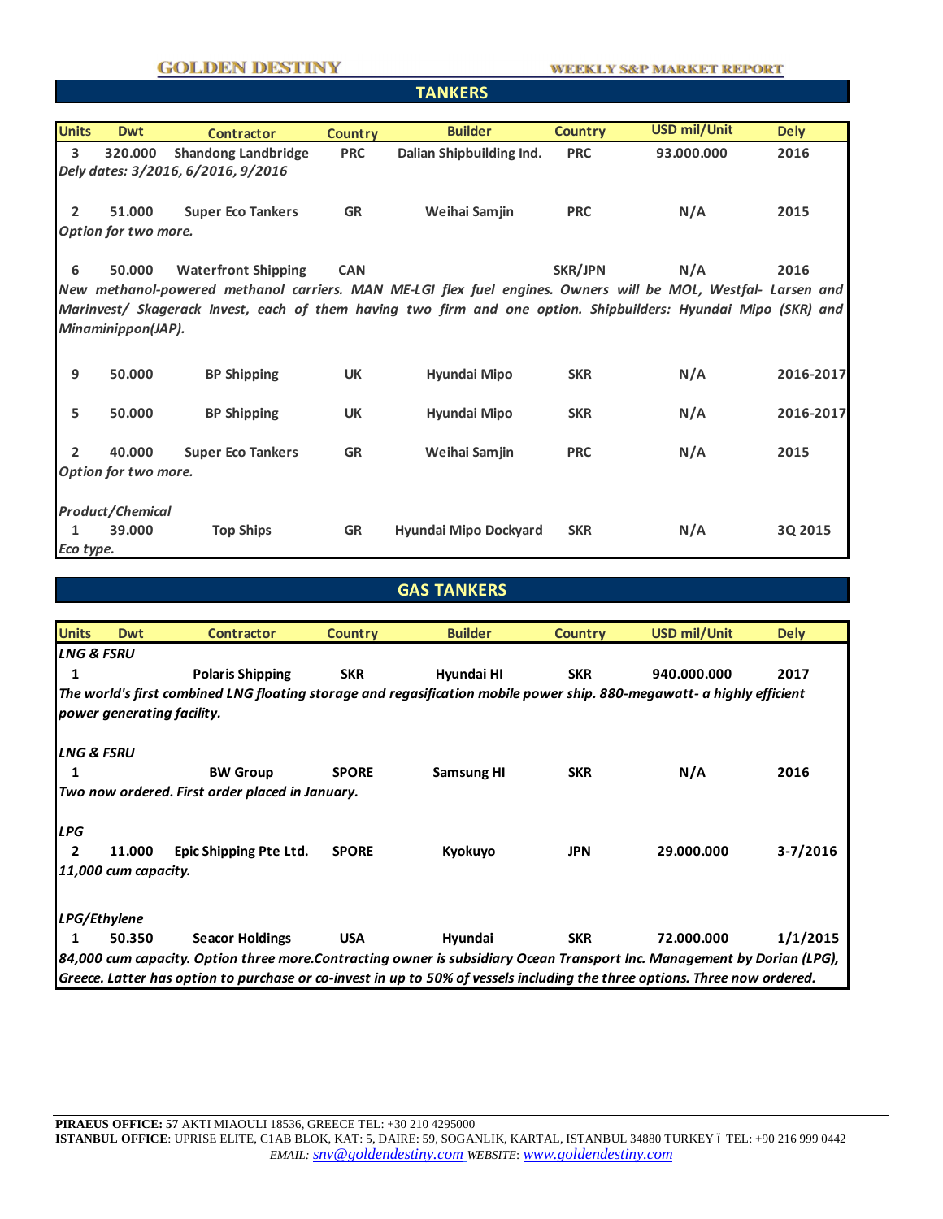## TANKERS

| Units | Dwt | Contractor | Country | Builder | Country | USD mil/Unit | Dely |
|---|---|---|---|---|---|---|---|
| 3 | 320.000 | Shandong Landbridge | PRC | Dalian Shipbuilding Ind. | PRC | 93.000.000 | 2016 |
| *Dely dates: 3/2016, 6/2016, 9/2016* | | | | | | | |
| 2 | 51.000 | Super Eco Tankers | GR | Weihai Samjin | PRC | N/A | 2015 |
| *Option for two more.* | | | | | | | |
| 6 | 50.000 | Waterfront Shipping | CAN | | SKR/JPN | N/A | 2016 |
| *New methanol-powered methanol carriers. MAN ME-LGI flex fuel engines. Owners will be MOL, Westfal- Larsen and Marinvest/ Skagerack Invest, each of them having two firm and one option. Shipbuilders: Hyundai Mipo (SKR) and Minaminippon(JAP).* | | | | | | | |
| 9 | 50.000 | BP Shipping | UK | Hyundai Mipo | SKR | N/A | 2016-2017 |
| 5 | 50.000 | BP Shipping | UK | Hyundai Mipo | SKR | N/A | 2016-2017 |
| 2 | 40.000 | Super Eco Tankers | GR | Weihai Samjin | PRC | N/A | 2015 |
| *Option for two more.* | | | | | | | |
| *Product/Chemical* | | | | | | | |
| 1 | 39.000 | Top Ships | GR | Hyundai Mipo Dockyard | SKR | N/A | 3Q 2015 |
| *Eco type.* | | | | | | | |

## GAS TANKERS

| Units | Dwt | Contractor | Country | Builder | Country | USD mil/Unit | Dely |
|---|---|---|---|---|---|---|---|
| *LNG & FSRU* | | | | | | | |
| 1 | | Polaris Shipping | SKR | Hyundai HI | SKR | 940.000.000 | 2017 |
| *The world's first combined LNG floating storage and regasification mobile power ship. 880-megawatt- a highly efficient power generating facility.* | | | | | | | |
| *LNG & FSRU* | | | | | | | |
| 1 | | BW Group | SPORE | Samsung HI | SKR | N/A | 2016 |
| *Two now ordered. First order placed in January.* | | | | | | | |
| *LPG* | | | | | | | |
| 2 | 11.000 | Epic Shipping Pte Ltd. | SPORE | Kyokuyo | JPN | 29.000.000 | 3-7/2016 |
| *11,000 cum capacity.* | | | | | | | |
| *LPG/Ethylene* | | | | | | | |
| 1 | 50.350 | Seacor Holdings | USA | Hyundai | SKR | 72.000.000 | 1/1/2015 |
| *84,000 cum capacity. Option three more.Contracting owner is subsidiary Ocean Transport Inc. Management by Dorian (LPG), Greece. Latter has option to purchase or co-invest in up to 50% of vessels including the three options. Three now ordered.* | | | | | | | |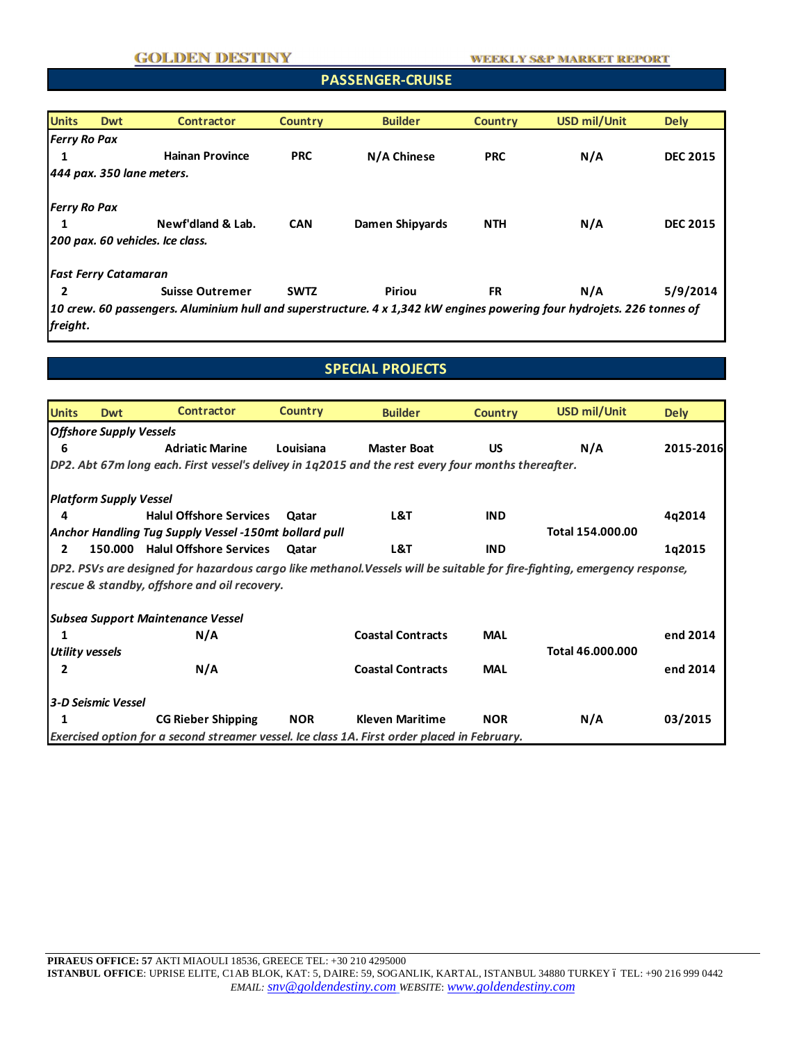## PASSENGER-CRUISE

| Units | Dwt | Contractor | Country | Builder | Country | USD mil/Unit | Dely |
|---|---|---|---|---|---|---|---|
| *Ferry Ro Pax* | | | | | | | |
| 1 | | Hainan Province | PRC | N/A Chinese | PRC | N/A | DEC 2015 |
| *444 pax. 350 lane meters.* | | | | | | | |
| *Ferry Ro Pax* | | | | | | | |
| 1 | | Newf'dland & Lab. | CAN | Damen Shipyards | NTH | N/A | DEC 2015 |
| *200 pax. 60 vehicles. Ice class.* | | | | | | | |
| *Fast Ferry Catamaran* | | | | | | | |
| 2 | | Suisse Outremer | SWTZ | Piriou | FR | N/A | 5/9/2014 |
| *10 crew. 60 passengers. Aluminium hull and superstructure. 4 x 1,342 kW engines powering four hydrojets. 226 tonnes of freight.* | | | | | | | |

## SPECIAL PROJECTS

| Units | Dwt | Contractor | Country | Builder | Country | USD mil/Unit | Dely |
|---|---|---|---|---|---|---|---|
| *Offshore Supply Vessels* | | | | | | | |
| 6 | | Adriatic Marine | Louisiana | Master Boat | US | N/A | 2015-2016 |
| *DP2. Abt 67m long each. First vessel's delivey in 1q2015 and the rest every four months thereafter.* | | | | | | | |
| *Platform Supply Vessel* | | | | | | | |
| 4 | | Halul Offshore Services | Qatar | L&T | IND | | 4q2014 |
| *Anchor Handling Tug Supply Vessel -150mt bollard pull* | | | | | | Total 154.000.00 | |
| 2 | 150.000 | Halul Offshore Services | Qatar | L&T | IND | | 1q2015 |
| *DP2. PSVs are designed for hazardous cargo like methanol.Vessels will be suitable for fire-fighting, emergency response, rescue & standby, offshore and oil recovery.* | | | | | | | |
| *Subsea Support Maintenance Vessel* | | | | | | | |
| 1 | | N/A | | Coastal Contracts | MAL | | end 2014 |
| *Utility vessels* | | | | | | Total 46.000.000 | |
| 2 | | N/A | | Coastal Contracts | MAL | | end 2014 |
| *3-D Seismic Vessel* | | | | | | | |
| 1 | | CG Rieber Shipping | NOR | Kleven Maritime | NOR | N/A | 03/2015 |
| *Exercised option for a second streamer vessel. Ice class 1A. First order placed in February.* | | | | | | | |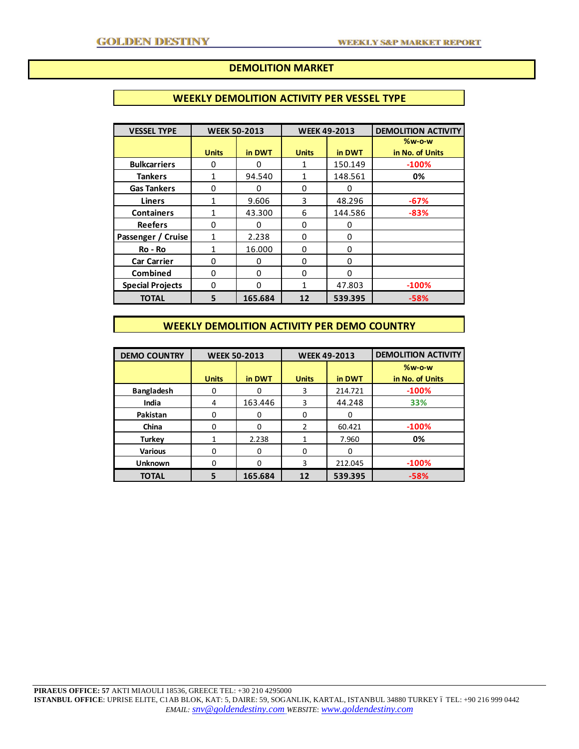# DEMOLITION MARKET

## WEEKLY DEMOLITION ACTIVITY PER VESSEL TYPE

| VESSEL TYPE | WEEK 50-2013 | | WEEK 49-2013 | | DEMOLITION ACTIVITY |
|---|---|---|---|---|---|
| | Units | in DWT | Units | in DWT | %w-o-w in No. of Units |
| Bulkcarriers | 0 | 0 | 1 | 150.149 | -100% |
| Tankers | 1 | 94.540 | 1 | 148.561 | 0% |
| Gas Tankers | 0 | 0 | 0 | 0 | |
| Liners | 1 | 9.606 | 3 | 48.296 | -67% |
| Containers | 1 | 43.300 | 6 | 144.586 | -83% |
| Reefers | 0 | 0 | 0 | 0 | |
| Passenger / Cruise | 1 | 2.238 | 0 | 0 | |
| Ro - Ro | 1 | 16.000 | 0 | 0 | |
| Car Carrier | 0 | 0 | 0 | 0 | |
| Combined | 0 | 0 | 0 | 0 | |
| Special Projects | 0 | 0 | 1 | 47.803 | -100% |
| **TOTAL** | **5** | **165.684** | **12** | **539.395** | **-58%** |

## WEEKLY DEMOLITION ACTIVITY PER DEMO COUNTRY

| DEMO COUNTRY | WEEK 50-2013 | | WEEK 49-2013 | | DEMOLITION ACTIVITY |
|---|---|---|---|---|---|
| | Units | in DWT | Units | in DWT | %w-o-w in No. of Units |
| Bangladesh | 0 | 0 | 3 | 214.721 | -100% |
| India | 4 | 163.446 | 3 | 44.248 | 33% |
| Pakistan | 0 | 0 | 0 | 0 | |
| China | 0 | 0 | 2 | 60.421 | -100% |
| Turkey | 1 | 2.238 | 1 | 7.960 | 0% |
| Various | 0 | 0 | 0 | 0 | |
| Unknown | 0 | 0 | 3 | 212.045 | -100% |
| **TOTAL** | **5** | **165.684** | **12** | **539.395** | **-58%** |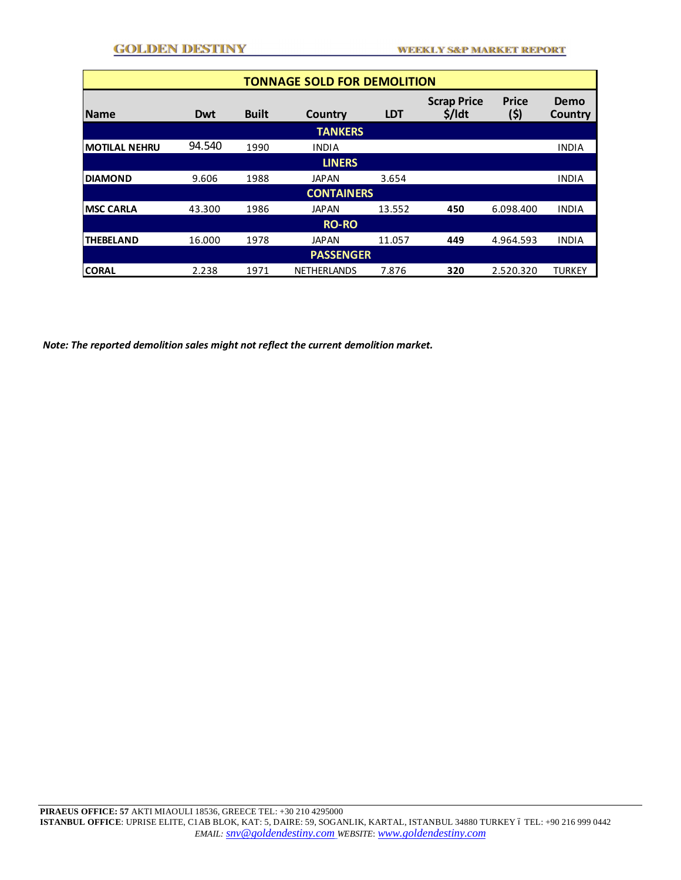| TONNAGE SOLD FOR DEMOLITION | | | | | | | |
|---|---|---|---|---|---|---|---|
| **Name** | **Dwt** | **Built** | **Country** | **LDT** | **Scrap Price $/ldt** | **Price ($)** | **Demo Country** |
| | | | **TANKERS** | | | | |
| **MOTILAL NEHRU** | 94.540 | 1990 | INDIA | | | | INDIA |
| | | | **LINERS** | | | | |
| **DIAMOND** | 9.606 | 1988 | JAPAN | 3.654 | | | INDIA |
| | | | **CONTAINERS** | | | | |
| **MSC CARLA** | 43.300 | 1986 | JAPAN | 13.552 | **450** | 6.098.400 | INDIA |
| | | | **RO-RO** | | | | |
| **THEBELAND** | 16.000 | 1978 | JAPAN | 11.057 | **449** | 4.964.593 | INDIA |
| | | | **PASSENGER** | | | | |
| **CORAL** | 2.238 | 1971 | NETHERLANDS | 7.876 | **320** | 2.520.320 | TURKEY |

***Note: The reported demolition sales might not reflect the current demolition market.***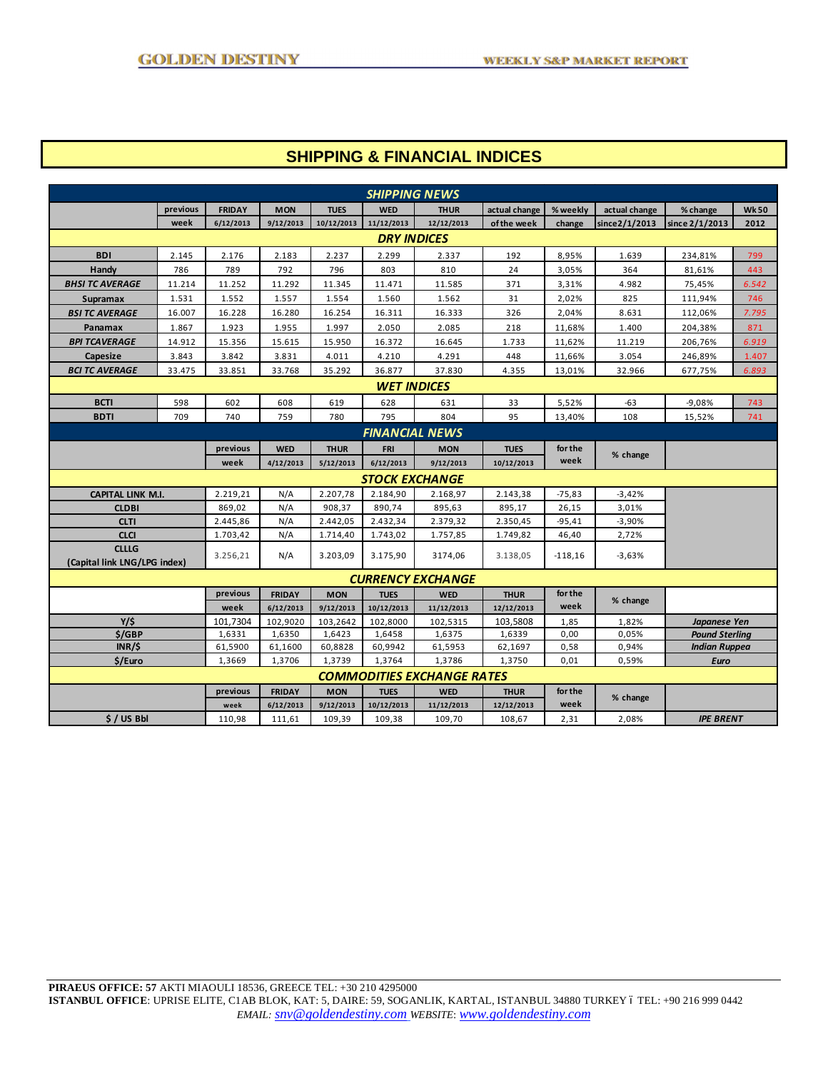## SHIPPING & FINANCIAL INDICES

| SHIPPING NEWS | | | | | | | | | | | |
|---|---|---|---|---|---|---|---|---|---|---|---|
| | previous week | FRIDAY 6/12/2013 | MON 9/12/2013 | TUES 10/12/2013 | WED 11/12/2013 | THUR 12/12/2013 | actual change of the week | % weekly change | actual change since2/1/2013 | % change since 2/1/2013 | Wk 50 2012 |
| **DRY INDICES** | | | | | | | | | | | |
| BDI | 2.145 | 2.176 | 2.183 | 2.237 | 2.299 | 2.337 | 192 | 8,95% | 1.639 | 234,81% | 799 |
| Handy | 786 | 789 | 792 | 796 | 803 | 810 | 24 | 3,05% | 364 | 81,61% | 443 |
| *BHSI TC AVERAGE* | 11.214 | 11.252 | 11.292 | 11.345 | 11.471 | 11.585 | 371 | 3,31% | 4.982 | 75,45% | *6.542* |
| Supramax | 1.531 | 1.552 | 1.557 | 1.554 | 1.560 | 1.562 | 31 | 2,02% | 825 | 111,94% | 746 |
| *BSI TC AVERAGE* | 16.007 | 16.228 | 16.280 | 16.254 | 16.311 | 16.333 | 326 | 2,04% | 8.631 | 112,06% | *7.795* |
| Panamax | 1.867 | 1.923 | 1.955 | 1.997 | 2.050 | 2.085 | 218 | 11,68% | 1.400 | 204,38% | 871 |
| *BPI TCAVERAGE* | 14.912 | 15.356 | 15.615 | 15.950 | 16.372 | 16.645 | 1.733 | 11,62% | 11.219 | 206,76% | *6.919* |
| Capesize | 3.843 | 3.842 | 3.831 | 4.011 | 4.210 | 4.291 | 448 | 11,66% | 3.054 | 246,89% | 1.407 |
| *BCI TC AVERAGE* | 33.475 | 33.851 | 33.768 | 35.292 | 36.877 | 37.830 | 4.355 | 13,01% | 32.966 | 677,75% | *6.893* |
| **WET INDICES** | | | | | | | | | | | |
| BCTI | 598 | 602 | 608 | 619 | 628 | 631 | 33 | 5,52% | -63 | -9,08% | 743 |
| BDTI | 709 | 740 | 759 | 780 | 795 | 804 | 95 | 13,40% | 108 | 15,52% | 741 |

| FINANCIAL NEWS | | | | | | | | |
|---|---|---|---|---|---|---|---|---|
| | previous week | WED 4/12/2013 | THUR 5/12/2013 | FRI 6/12/2013 | MON 9/12/2013 | TUES 10/12/2013 | for the week | % change |
| **STOCK EXCHANGE** | | | | | | | | |
| CAPITAL LINK M.I. | 2.219,21 | N/A | 2.207,78 | 2.184,90 | 2.168,97 | 2.143,38 | -75,83 | -3,42% |
| CLDBI | 869,02 | N/A | 908,37 | 890,74 | 895,63 | 895,17 | 26,15 | 3,01% |
| CLTI | 2.445,86 | N/A | 2.442,05 | 2.432,34 | 2.379,32 | 2.350,45 | -95,41 | -3,90% |
| CLCI | 1.703,42 | N/A | 1.714,40 | 1.743,02 | 1.757,85 | 1.749,82 | 46,40 | 2,72% |
| CLLLG (Capital link LNG/LPG index) | 3.256,21 | N/A | 3.203,09 | 3.175,90 | 3174,06 | 3.138,05 | -118,16 | -3,63% |

| CURRENCY EXCHANGE | | | | | | | | | |
|---|---|---|---|---|---|---|---|---|---|
| | previous week | FRIDAY 6/12/2013 | MON 9/12/2013 | TUES 10/12/2013 | WED 11/12/2013 | THUR 12/12/2013 | for the week | % change | |
| Y/$ | 101,7304 | 102,9020 | 103,2642 | 102,8000 | 102,5315 | 103,5808 | 1,85 | 1,82% | *Japanese Yen* |
| $/GBP | 1,6331 | 1,6350 | 1,6423 | 1,6458 | 1,6375 | 1,6339 | 0,00 | 0,05% | *Pound Sterling* |
| INR/$ | 61,5900 | 61,1600 | 60,8828 | 60,9942 | 61,5953 | 62,1697 | 0,58 | 0,94% | *Indian Ruppea* |
| $/Euro | 1,3669 | 1,3706 | 1,3739 | 1,3764 | 1,3786 | 1,3750 | 0,01 | 0,59% | *Euro* |

| COMMODITIES EXCHANGE RATES | | | | | | | | | |
|---|---|---|---|---|---|---|---|---|---|
| | previous week | FRIDAY 6/12/2013 | MON 9/12/2013 | TUES 10/12/2013 | WED 11/12/2013 | THUR 12/12/2013 | for the week | % change | |
| $ / US Bbl | 110,98 | 111,61 | 109,39 | 109,38 | 109,70 | 108,67 | 2,31 | 2,08% | *IPE BRENT* |

**PIRAEUS OFFICE: 57** AKTI MIAOULI 18536, GREECE TEL: +30 210 4295000
**ISTANBUL OFFICE**: UPRISE ELITE, C1AB BLOK, KAT: 5, DAIRE: 59, SOGANLIK, KARTAL, ISTANBUL 34880 TURKEY – TEL: +90 216 999 0442
*EMAIL:* *snv@goldendestiny.com* *WEBSITE*: *www.goldendestiny.com*